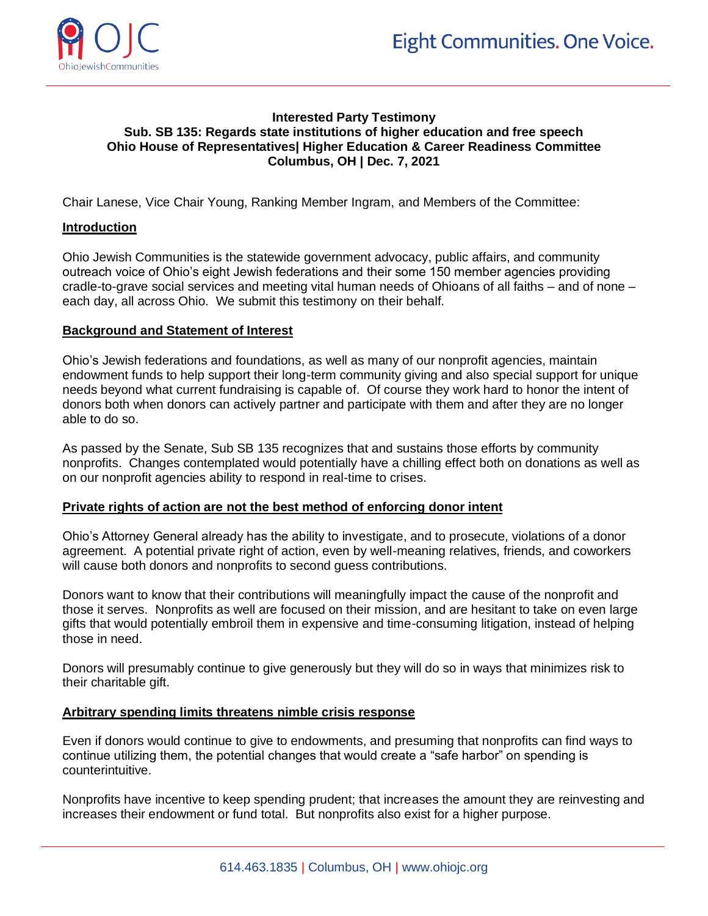**Interested Party Testimony**
**Sub. SB 135: Regards state institutions of higher education and free speech**
**Ohio House of Representatives| Higher Education & Career Readiness Committee**
**Columbus, OH | Dec. 7, 2021**

Chair Lanese, Vice Chair Young, Ranking Member Ingram, and Members of the Committee:

**Introduction**

Ohio Jewish Communities is the statewide government advocacy, public affairs, and community outreach voice of Ohio's eight Jewish federations and their some 150 member agencies providing cradle-to-grave social services and meeting vital human needs of Ohioans of all faiths – and of none – each day, all across Ohio. We submit this testimony on their behalf.

**Background and Statement of Interest**

Ohio's Jewish federations and foundations, as well as many of our nonprofit agencies, maintain endowment funds to help support their long-term community giving and also special support for unique needs beyond what current fundraising is capable of. Of course they work hard to honor the intent of donors both when donors can actively partner and participate with them and after they are no longer able to do so.

As passed by the Senate, Sub SB 135 recognizes that and sustains those efforts by community nonprofits. Changes contemplated would potentially have a chilling effect both on donations as well as on our nonprofit agencies ability to respond in real-time to crises.

**Private rights of action are not the best method of enforcing donor intent**

Ohio's Attorney General already has the ability to investigate, and to prosecute, violations of a donor agreement. A potential private right of action, even by well-meaning relatives, friends, and coworkers will cause both donors and nonprofits to second guess contributions.

Donors want to know that their contributions will meaningfully impact the cause of the nonprofit and those it serves. Nonprofits as well are focused on their mission, and are hesitant to take on even large gifts that would potentially embroil them in expensive and time-consuming litigation, instead of helping those in need.

Donors will presumably continue to give generously but they will do so in ways that minimizes risk to their charitable gift.

**Arbitrary spending limits threatens nimble crisis response**

Even if donors would continue to give to endowments, and presuming that nonprofits can find ways to continue utilizing them, the potential changes that would create a "safe harbor" on spending is counterintuitive.

Nonprofits have incentive to keep spending prudent; that increases the amount they are reinvesting and increases their endowment or fund total. But nonprofits also exist for a higher purpose.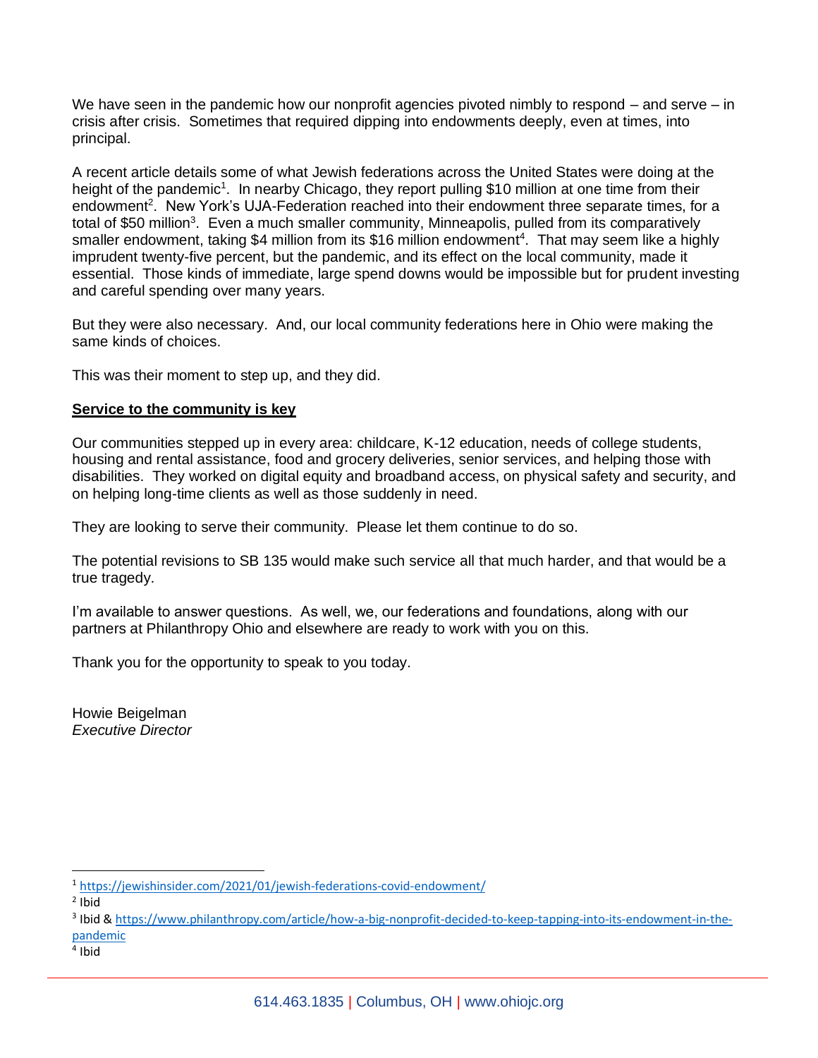We have seen in the pandemic how our nonprofit agencies pivoted nimbly to respond – and serve – in crisis after crisis. Sometimes that required dipping into endowments deeply, even at times, into principal.

A recent article details some of what Jewish federations across the United States were doing at the height of the pandemic[1]. In nearby Chicago, they report pulling $10 million at one time from their endowment[2]. New York's UJA-Federation reached into their endowment three separate times, for a total of $50 million[3]. Even a much smaller community, Minneapolis, pulled from its comparatively smaller endowment, taking $4 million from its $16 million endowment[4]. That may seem like a highly imprudent twenty-five percent, but the pandemic, and its effect on the local community, made it essential. Those kinds of immediate, large spend downs would be impossible but for prudent investing and careful spending over many years.

But they were also necessary. And, our local community federations here in Ohio were making the same kinds of choices.

This was their moment to step up, and they did.

**Service to the community is key**

Our communities stepped up in every area: childcare, K-12 education, needs of college students, housing and rental assistance, food and grocery deliveries, senior services, and helping those with disabilities. They worked on digital equity and broadband access, on physical safety and security, and on helping long-time clients as well as those suddenly in need.

They are looking to serve their community. Please let them continue to do so.

The potential revisions to SB 135 would make such service all that much harder, and that would be a true tragedy.

I'm available to answer questions. As well, we, our federations and foundations, along with our partners at Philanthropy Ohio and elsewhere are ready to work with you on this.

Thank you for the opportunity to speak to you today.

Howie Beigelman
*Executive Director*

---

[1] https://jewishinsider.com/2021/01/jewish-federations-covid-endowment/

[2] Ibid

[3] Ibid & https://www.philanthropy.com/article/how-a-big-nonprofit-decided-to-keep-tapping-into-its-endowment-in-the-pandemic

[4] Ibid

614.463.1835 | Columbus, OH | www.ohiojc.org